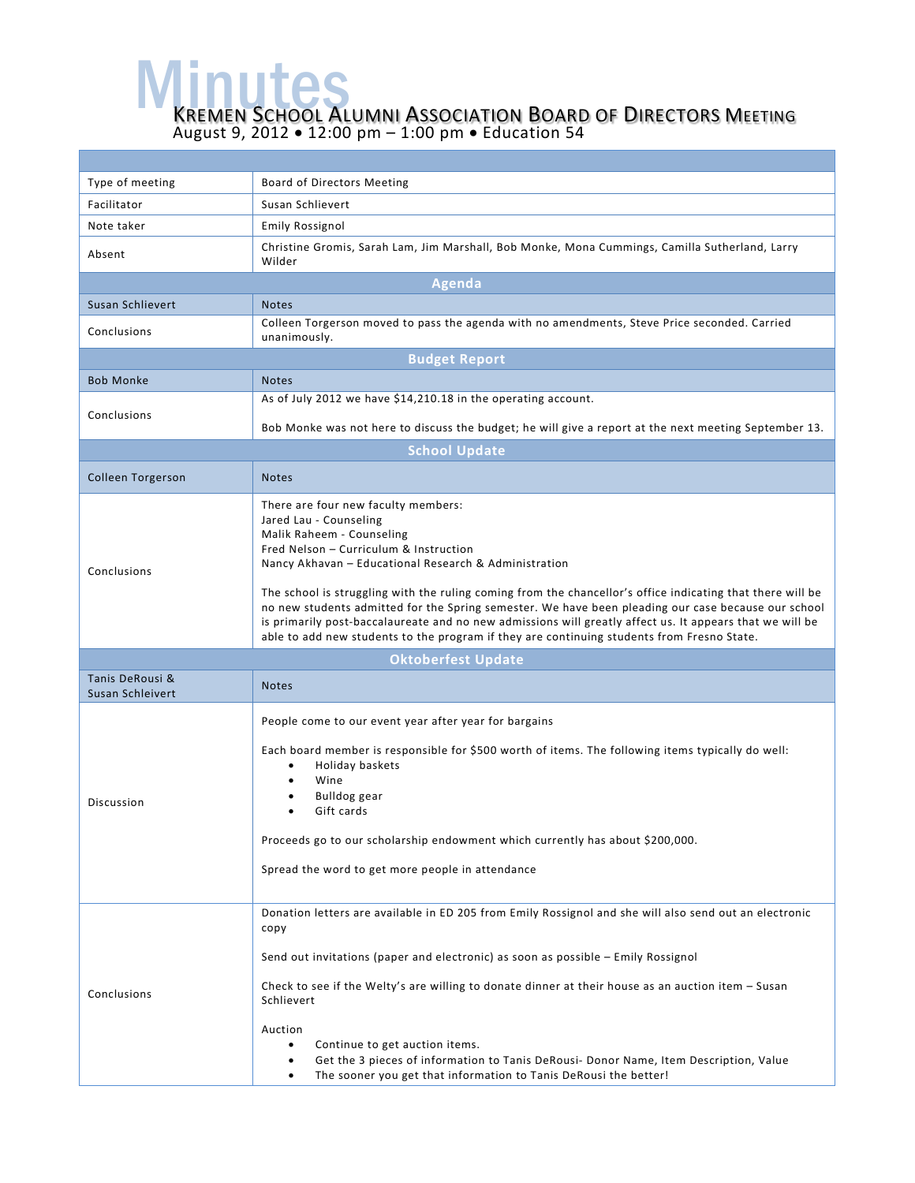# Minutes

## Kremen School Alumni Association Board of Directors Meeting

August 9, 2012 • 12:00 pm – 1:00 pm • Education 54

| | |
|---|---|
| Type of meeting | Board of Directors Meeting |
| Facilitator | Susan Schlievert |
| Note taker | Emily Rossignol |
| Absent | Christine Gromis, Sarah Lam, Jim Marshall, Bob Monke, Mona Cummings, Camilla Sutherland, Larry Wilder |
| **Agenda** | |
| Susan Schlievert | Notes |
| Conclusions | Colleen Torgerson moved to pass the agenda with no amendments, Steve Price seconded. Carried unanimously. |
| **Budget Report** | |
| Bob Monke | Notes |
| Conclusions | As of July 2012 we have $14,210.18 in the operating account.<br><br>Bob Monke was not here to discuss the budget; he will give a report at the next meeting September 13. |
| **School Update** | |
| Colleen Torgerson | Notes |
| Conclusions | There are four new faculty members:<br>Jared Lau - Counseling<br>Malik Raheem - Counseling<br>Fred Nelson – Curriculum & Instruction<br>Nancy Akhavan – Educational Research & Administration<br><br>The school is struggling with the ruling coming from the chancellor's office indicating that there will be no new students admitted for the Spring semester. We have been pleading our case because our school is primarily post-baccalaureate and no new admissions will greatly affect us. It appears that we will be able to add new students to the program if they are continuing students from Fresno State. |
| **Oktoberfest Update** | |
| Tanis DeRousi & Susan Schleivert | Notes |
| Discussion | People come to our event year after year for bargains<br><br>Each board member is responsible for $500 worth of items. The following items typically do well:<br>• Holiday baskets<br>• Wine<br>• Bulldog gear<br>• Gift cards<br><br>Proceeds go to our scholarship endowment which currently has about $200,000.<br><br>Spread the word to get more people in attendance |
| Conclusions | Donation letters are available in ED 205 from Emily Rossignol and she will also send out an electronic copy<br><br>Send out invitations (paper and electronic) as soon as possible – Emily Rossignol<br><br>Check to see if the Welty's are willing to donate dinner at their house as an auction item – Susan Schlievert<br><br>Auction<br>• Continue to get auction items.<br>• Get the 3 pieces of information to Tanis DeRousi- Donor Name, Item Description, Value<br>• The sooner you get that information to Tanis DeRousi the better! |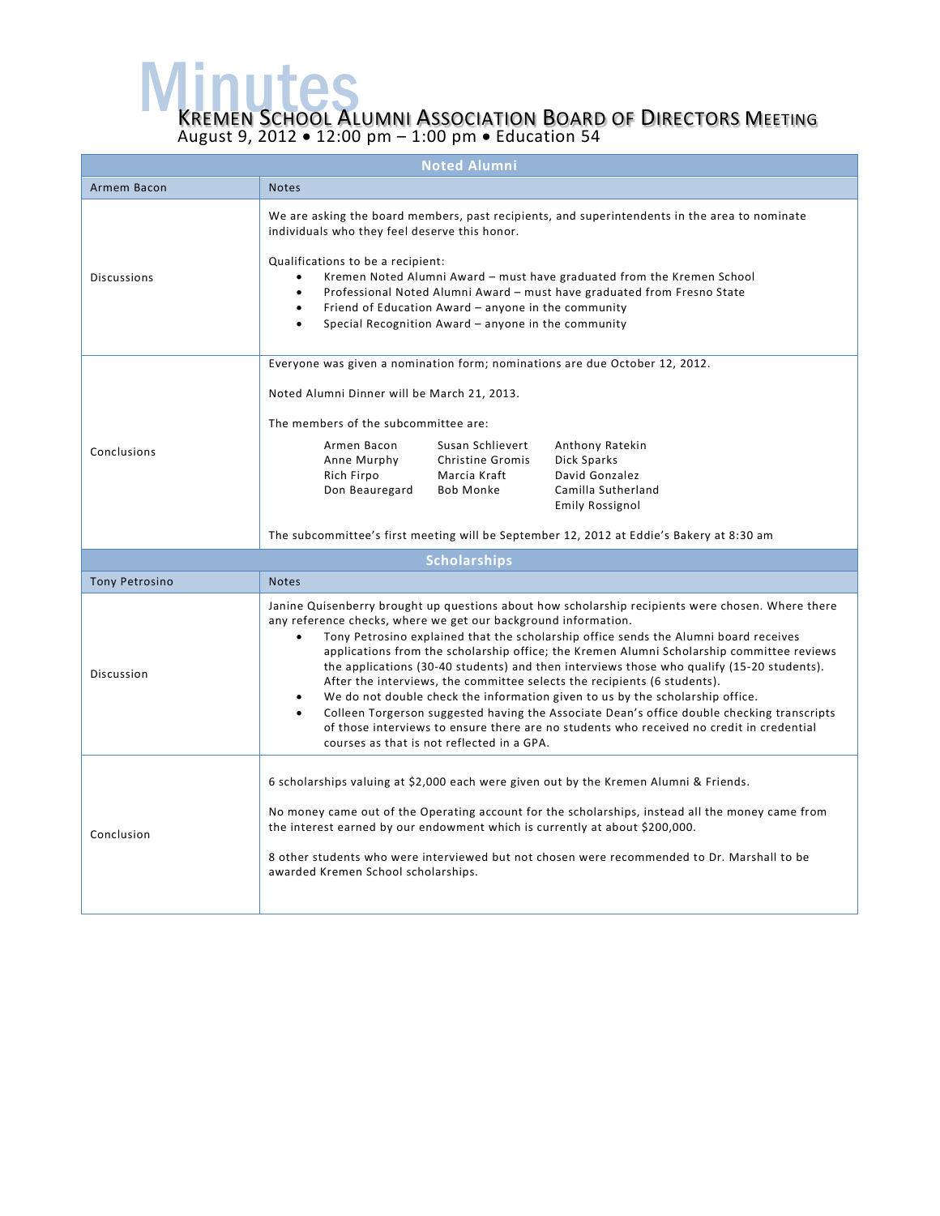# Minutes

## Kremen School Alumni Association Board of Directors Meeting

August 9, 2012 • 12:00 pm – 1:00 pm • Education 54

### Noted Alumni

| Armem Bacon | Notes |
|---|---|
| Discussions | We are asking the board members, past recipients, and superintendents in the area to nominate individuals who they feel deserve this honor.<br><br>Qualifications to be a recipient:<br>• Kremen Noted Alumni Award – must have graduated from the Kremen School<br>• Professional Noted Alumni Award – must have graduated from Fresno State<br>• Friend of Education Award – anyone in the community<br>• Special Recognition Award – anyone in the community |
| Conclusions | Everyone was given a nomination form; nominations are due October 12, 2012.<br><br>Noted Alumni Dinner will be March 21, 2013.<br><br>The members of the subcommittee are:<br>Armen Bacon, Anne Murphy, Rich Firpo, Don Beauregard, Susan Schlievert, Christine Gromis, Marcia Kraft, Bob Monke, Anthony Ratekin, Dick Sparks, David Gonzalez, Camilla Sutherland, Emily Rossignol<br><br>The subcommittee's first meeting will be September 12, 2012 at Eddie's Bakery at 8:30 am |

### Scholarships

| Tony Petrosino | Notes |
|---|---|
| Discussion | Janine Quisenberry brought up questions about how scholarship recipients were chosen. Where there any reference checks, where we get our background information.<br>• Tony Petrosino explained that the scholarship office sends the Alumni board receives applications from the scholarship office; the Kremen Alumni Scholarship committee reviews the applications (30-40 students) and then interviews those who qualify (15-20 students). After the interviews, the committee selects the recipients (6 students).<br>• We do not double check the information given to us by the scholarship office.<br>• Colleen Torgerson suggested having the Associate Dean's office double checking transcripts of those interviews to ensure there are no students who received no credit in credential courses as that is not reflected in a GPA. |
| Conclusion | 6 scholarships valuing at $2,000 each were given out by the Kremen Alumni & Friends.<br><br>No money came out of the Operating account for the scholarships, instead all the money came from the interest earned by our endowment which is currently at about $200,000.<br><br>8 other students who were interviewed but not chosen were recommended to Dr. Marshall to be awarded Kremen School scholarships. |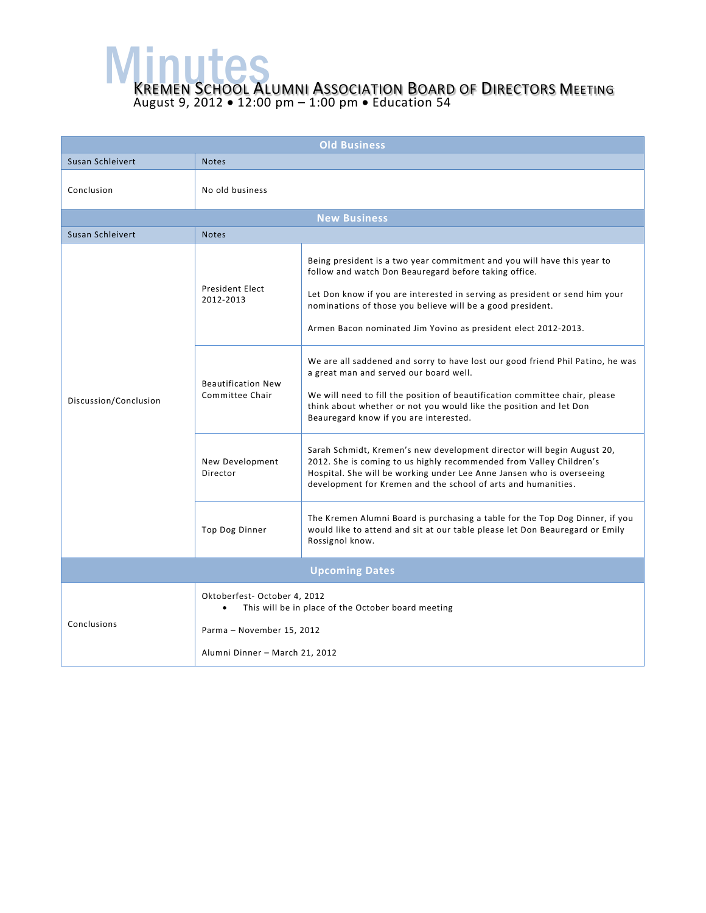# Minutes

## Kremen School Alumni Association Board of Directors Meeting

August 9, 2012 • 12:00 pm – 1:00 pm • Education 54

| Old Business | | |
|---|---|---|
| Susan Schleivert | Notes | |
| Conclusion | No old business | |

| New Business | | |
|---|---|---|
| Susan Schleivert | Notes | |
| Discussion/Conclusion | President Elect 2012-2013 | Being president is a two year commitment and you will have this year to follow and watch Don Beauregard before taking office.<br><br>Let Don know if you are interested in serving as president or send him your nominations of those you believe will be a good president.<br><br>Armen Bacon nominated Jim Yovino as president elect 2012-2013. |
| | Beautification New Committee Chair | We are all saddened and sorry to have lost our good friend Phil Patino, he was a great man and served our board well.<br><br>We will need to fill the position of beautification committee chair, please think about whether or not you would like the position and let Don Beauregard know if you are interested. |
| | New Development Director | Sarah Schmidt, Kremen's new development director will begin August 20, 2012. She is coming to us highly recommended from Valley Children's Hospital. She will be working under Lee Anne Jansen who is overseeing development for Kremen and the school of arts and humanities. |
| | Top Dog Dinner | The Kremen Alumni Board is purchasing a table for the Top Dog Dinner, if you would like to attend and sit at our table please let Don Beauregard or Emily Rossignol know. |

| Upcoming Dates | |
|---|---|
| Conclusions | Oktoberfest- October 4, 2012<br>• This will be in place of the October board meeting<br><br>Parma – November 15, 2012<br><br>Alumni Dinner – March 21, 2012 |